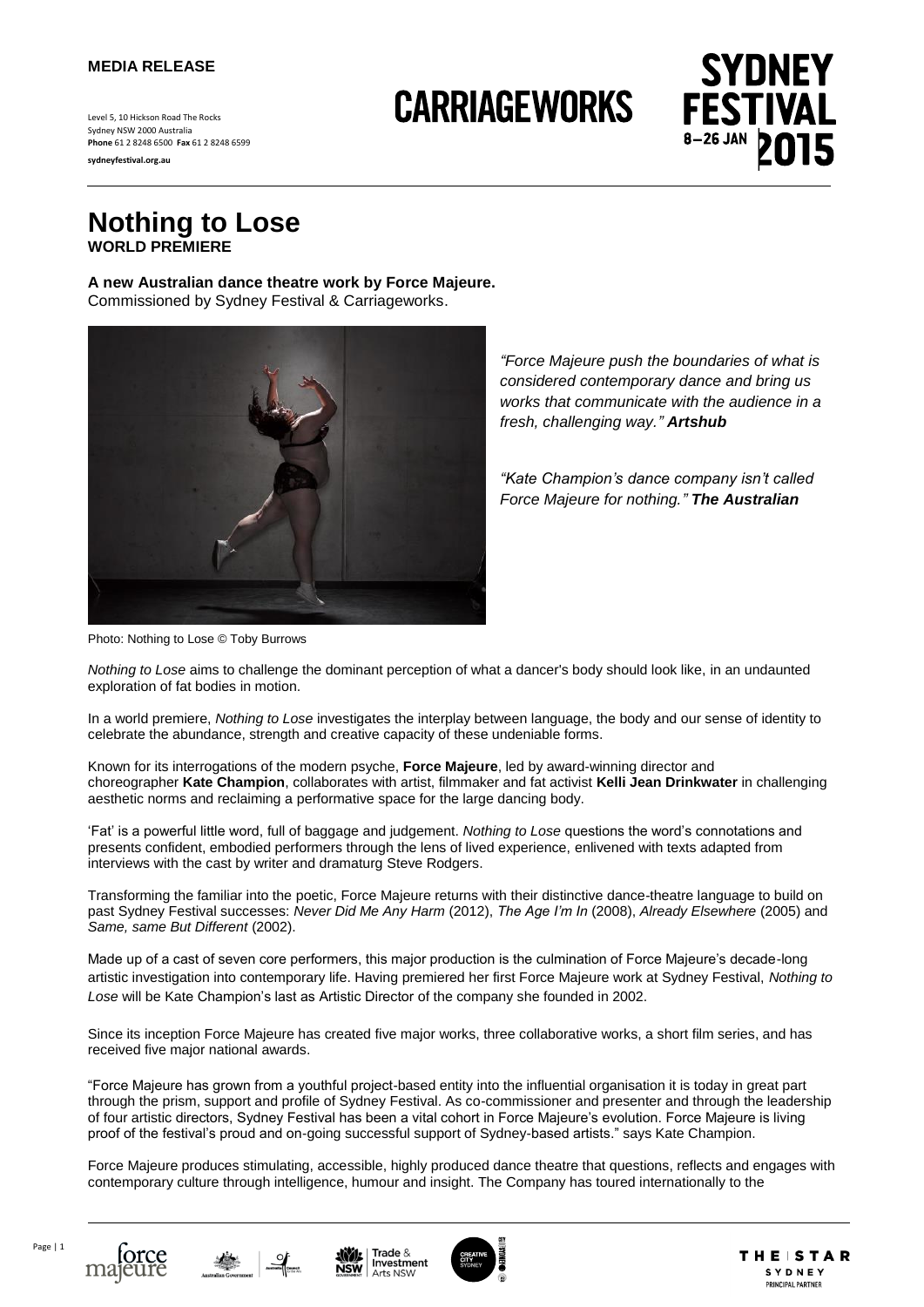**MEDIA RELEASE**

Level 5, 10 Hickson Road The Rocks
Sydney NSW 2000 Australia
**Phone** 61 2 8248 6500 **Fax** 61 2 8248 6599

**sydneyfestival.org.au**

# Nothing to Lose

**WORLD PREMIERE**

**A new Australian dance theatre work by Force Majeure.**
Commissioned by Sydney Festival & Carriageworks.

*"Force Majeure push the boundaries of what is considered contemporary dance and bring us works that communicate with the audience in a fresh, challenging way." **Artshub***

*"Kate Champion's dance company isn't called Force Majeure for nothing." **The Australian***

Photo: Nothing to Lose © Toby Burrows

*Nothing to Lose* aims to challenge the dominant perception of what a dancer's body should look like, in an undaunted exploration of fat bodies in motion.

In a world premiere, *Nothing to Lose* investigates the interplay between language, the body and our sense of identity to celebrate the abundance, strength and creative capacity of these undeniable forms.

Known for its interrogations of the modern psyche, **Force Majeure**, led by award-winning director and choreographer **Kate Champion**, collaborates with artist, filmmaker and fat activist **Kelli Jean Drinkwater** in challenging aesthetic norms and reclaiming a performative space for the large dancing body.

'Fat' is a powerful little word, full of baggage and judgement. *Nothing to Lose* questions the word's connotations and presents confident, embodied performers through the lens of lived experience, enlivened with texts adapted from interviews with the cast by writer and dramaturg Steve Rodgers.

Transforming the familiar into the poetic, Force Majeure returns with their distinctive dance-theatre language to build on past Sydney Festival successes: *Never Did Me Any Harm* (2012), *The Age I'm In* (2008), *Already Elsewhere* (2005) and *Same, same But Different* (2002).

Made up of a cast of seven core performers, this major production is the culmination of Force Majeure's decade-long artistic investigation into contemporary life. Having premiered her first Force Majeure work at Sydney Festival, *Nothing to Lose* will be Kate Champion's last as Artistic Director of the company she founded in 2002.

Since its inception Force Majeure has created five major works, three collaborative works, a short film series, and has received five major national awards.

"Force Majeure has grown from a youthful project-based entity into the influential organisation it is today in great part through the prism, support and profile of Sydney Festival. As co-commissioner and presenter and through the leadership of four artistic directors, Sydney Festival has been a vital cohort in Force Majeure's evolution. Force Majeure is living proof of the festival's proud and on-going successful support of Sydney-based artists." says Kate Champion.

Force Majeure produces stimulating, accessible, highly produced dance theatre that questions, reflects and engages with contemporary culture through intelligence, humour and insight. The Company has toured internationally to the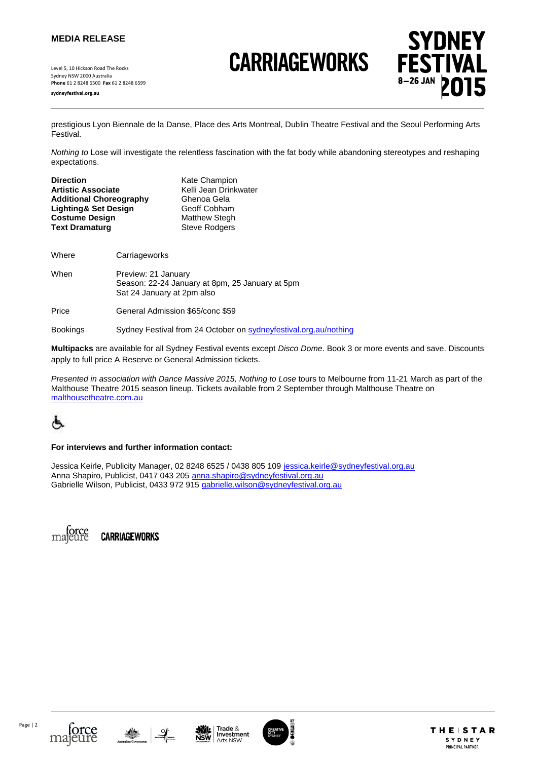prestigious Lyon Biennale de la Danse, Place des Arts Montreal, Dublin Theatre Festival and the Seoul Performing Arts Festival.

*Nothing to* Lose will investigate the relentless fascination with the fat body while abandoning stereotypes and reshaping expectations.

| | |
|---|---|
| **Direction** | Kate Champion |
| **Artistic Associate** | Kelli Jean Drinkwater |
| **Additional Choreography** | Ghenoa Gela |
| **Lighting& Set Design** | Geoff Cobham |
| **Costume Design** | Matthew Stegh |
| **Text Dramaturg** | Steve Rodgers |

| | |
|---|---|
| Where | Carriageworks |
| When | Preview: 21 January<br>Season: 22-24 January at 8pm, 25 January at 5pm<br>Sat 24 January at 2pm also |
| Price | General Admission $65/conc $59 |
| Bookings | Sydney Festival from 24 October on sydneyfestival.org.au/nothing |

**Multipacks** are available for all Sydney Festival events except *Disco Dome*. Book 3 or more events and save. Discounts apply to full price A Reserve or General Admission tickets.

*Presented in association with Dance Massive 2015, Nothing to Lose* tours to Melbourne from 11-21 March as part of the Malthouse Theatre 2015 season lineup. Tickets available from 2 September through Malthouse Theatre on malthousetheatre.com.au

**For interviews and further information contact:**

Jessica Keirle, Publicity Manager, 02 8248 6525 / 0438 805 109 jessica.keirle@sydneyfestival.org.au
Anna Shapiro, Publicist, 0417 043 205 anna.shapiro@sydneyfestival.org.au
Gabrielle Wilson, Publicist, 0433 972 915 gabrielle.wilson@sydneyfestival.org.au